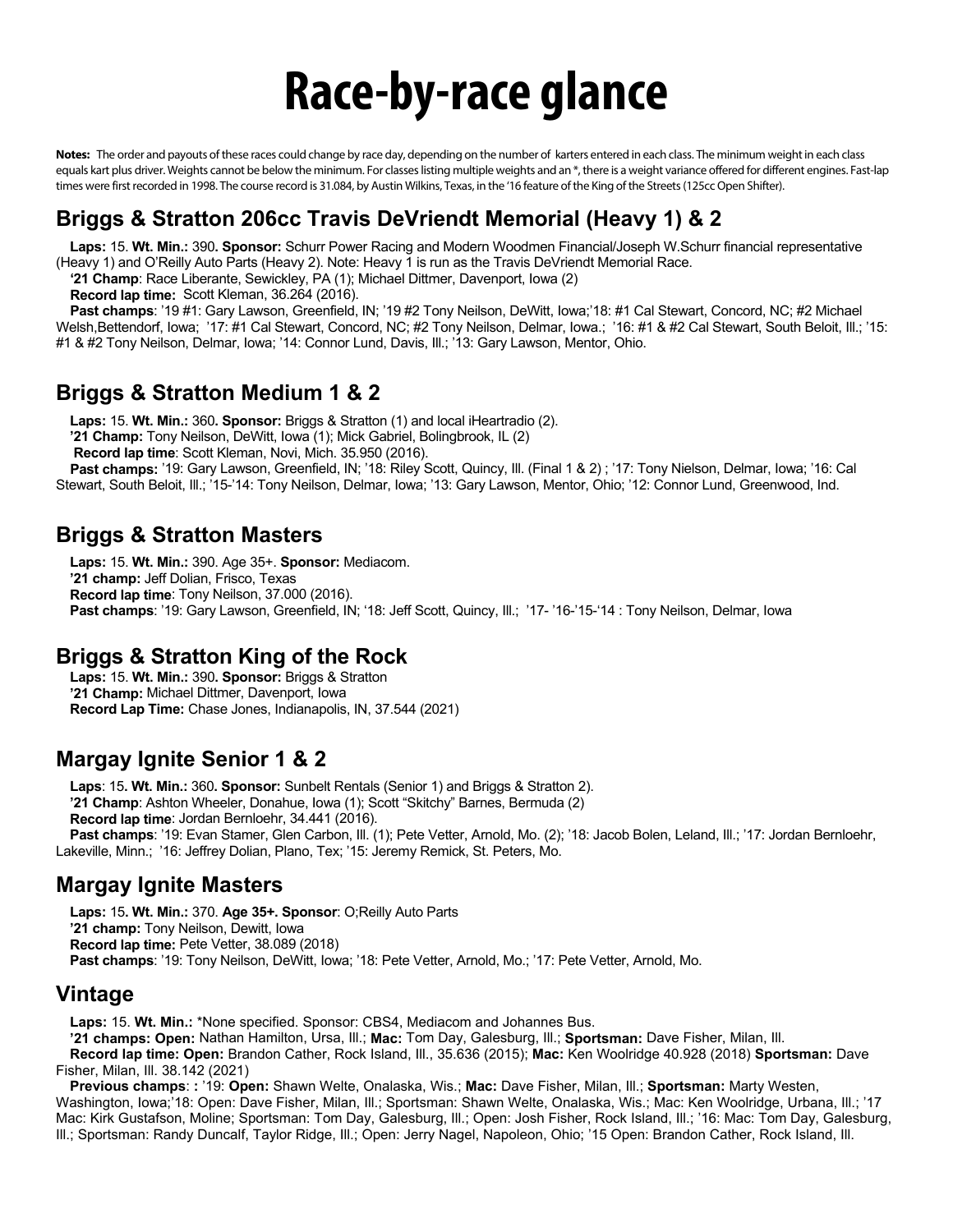# Race-by-race glance

**Notes:** The order and payouts of these races could change by race day, depending on the number of karters entered in each class. The minimum weight in each class equals kart plus driver. Weights cannot be below the minimum. For classes listing multiple weights and an *, there is a weight variance offered for different engines. Fast-lap times were first recorded in 1998. The course record is 31.084, by Austin Wilkins, Texas, in the '16 feature of the King of the Streets (125cc Open Shifter).

## Briggs & Stratton 206cc Travis DeVriendt Memorial (Heavy 1) & 2

**Laps:** 15. **Wt. Min.:** 390**. Sponsor:** Schurr Power Racing and Modern Woodmen Financial/Joseph W.Schurr financial representative (Heavy 1) and O'Reilly Auto Parts (Heavy 2). Note: Heavy 1 is run as the Travis DeVriendt Memorial Race.

**'21 Champ**: Race Liberante, Sewickley, PA (1); Michael Dittmer, Davenport, Iowa (2)

**Record lap time:** Scott Kleman, 36.264 (2016).

**Past champs**: '19 #1: Gary Lawson, Greenfield, IN; '19 #2 Tony Neilson, DeWitt, Iowa;'18: #1 Cal Stewart, Concord, NC; #2 Michael Welsh,Bettendorf, Iowa; '17: #1 Cal Stewart, Concord, NC; #2 Tony Neilson, Delmar, Iowa.; '16: #1 & #2 Cal Stewart, South Beloit, Ill.; '15: #1 & #2 Tony Neilson, Delmar, Iowa; '14: Connor Lund, Davis, Ill.; '13: Gary Lawson, Mentor, Ohio.

## Briggs & Stratton Medium 1 & 2

**Laps:** 15. **Wt. Min.:** 360**. Sponsor:** Briggs & Stratton (1) and local iHeartradio (2).

**'21 Champ:** Tony Neilson, DeWitt, Iowa (1); Mick Gabriel, Bolingbrook, IL (2)

**Record lap time**: Scott Kleman, Novi, Mich. 35.950 (2016).

**Past champs:** '19: Gary Lawson, Greenfield, IN; '18: Riley Scott, Quincy, Ill. (Final 1 & 2) ; '17: Tony Nielson, Delmar, Iowa; '16: Cal Stewart, South Beloit, Ill.; '15-'14: Tony Neilson, Delmar, Iowa; '13: Gary Lawson, Mentor, Ohio; '12: Connor Lund, Greenwood, Ind.

## Briggs & Stratton Masters

**Laps:** 15. **Wt. Min.:** 390. Age 35+. **Sponsor:** Mediacom.

**'21 champ:** Jeff Dolian, Frisco, Texas

**Record lap time**: Tony Neilson, 37.000 (2016).

**Past champs**: '19: Gary Lawson, Greenfield, IN; '18: Jeff Scott, Quincy, Ill.; '17- '16-'15-'14 : Tony Neilson, Delmar, Iowa

## Briggs & Stratton King of the Rock

**Laps:** 15. **Wt. Min.:** 390**. Sponsor:** Briggs & Stratton

**'21 Champ:** Michael Dittmer, Davenport, Iowa

**Record Lap Time:** Chase Jones, Indianapolis, IN, 37.544 (2021)

## Margay Ignite Senior 1 & 2

**Laps**: 15**. Wt. Min.:** 360**. Sponsor:** Sunbelt Rentals (Senior 1) and Briggs & Stratton 2).

**'21 Champ**: Ashton Wheeler, Donahue, Iowa (1); Scott "Skitchy" Barnes, Bermuda (2)

**Record lap time**: Jordan Bernloehr, 34.441 (2016).

**Past champs**: '19: Evan Stamer, Glen Carbon, Ill. (1); Pete Vetter, Arnold, Mo. (2); '18: Jacob Bolen, Leland, Ill.; '17: Jordan Bernloehr, Lakeville, Minn.; '16: Jeffrey Dolian, Plano, Tex; '15: Jeremy Remick, St. Peters, Mo.

## Margay Ignite Masters

**Laps:** 15**. Wt. Min.:** 370. **Age 35+. Sponsor**: O;Reilly Auto Parts

**'21 champ:** Tony Neilson, Dewitt, Iowa

**Record lap time:** Pete Vetter, 38.089 (2018)

**Past champs**: '19: Tony Neilson, DeWitt, Iowa; '18: Pete Vetter, Arnold, Mo.; '17: Pete Vetter, Arnold, Mo.

## Vintage

**Laps:** 15. **Wt. Min.:** *None specified. Sponsor: CBS4, Mediacom and Johannes Bus.

**'21 champs: Open:** Nathan Hamilton, Ursa, Ill.; **Mac:** Tom Day, Galesburg, Ill.; **Sportsman:** Dave Fisher, Milan, Ill.

**Record lap time: Open:** Brandon Cather, Rock Island, Ill., 35.636 (2015); **Mac:** Ken Woolridge 40.928 (2018) **Sportsman:** Dave Fisher, Milan, Ill. 38.142 (2021)

**Previous champs**: : '19: **Open:** Shawn Welte, Onalaska, Wis.; **Mac:** Dave Fisher, Milan, Ill.; **Sportsman:** Marty Westen, Washington, Iowa;'18: Open: Dave Fisher, Milan, Ill.; Sportsman: Shawn Welte, Onalaska, Wis.; Mac: Ken Woolridge, Urbana, Ill.; '17 Mac: Kirk Gustafson, Moline; Sportsman: Tom Day, Galesburg, Ill.; Open: Josh Fisher, Rock Island, Ill.; '16: Mac: Tom Day, Galesburg, Ill.; Sportsman: Randy Duncalf, Taylor Ridge, Ill.; Open: Jerry Nagel, Napoleon, Ohio; '15 Open: Brandon Cather, Rock Island, Ill.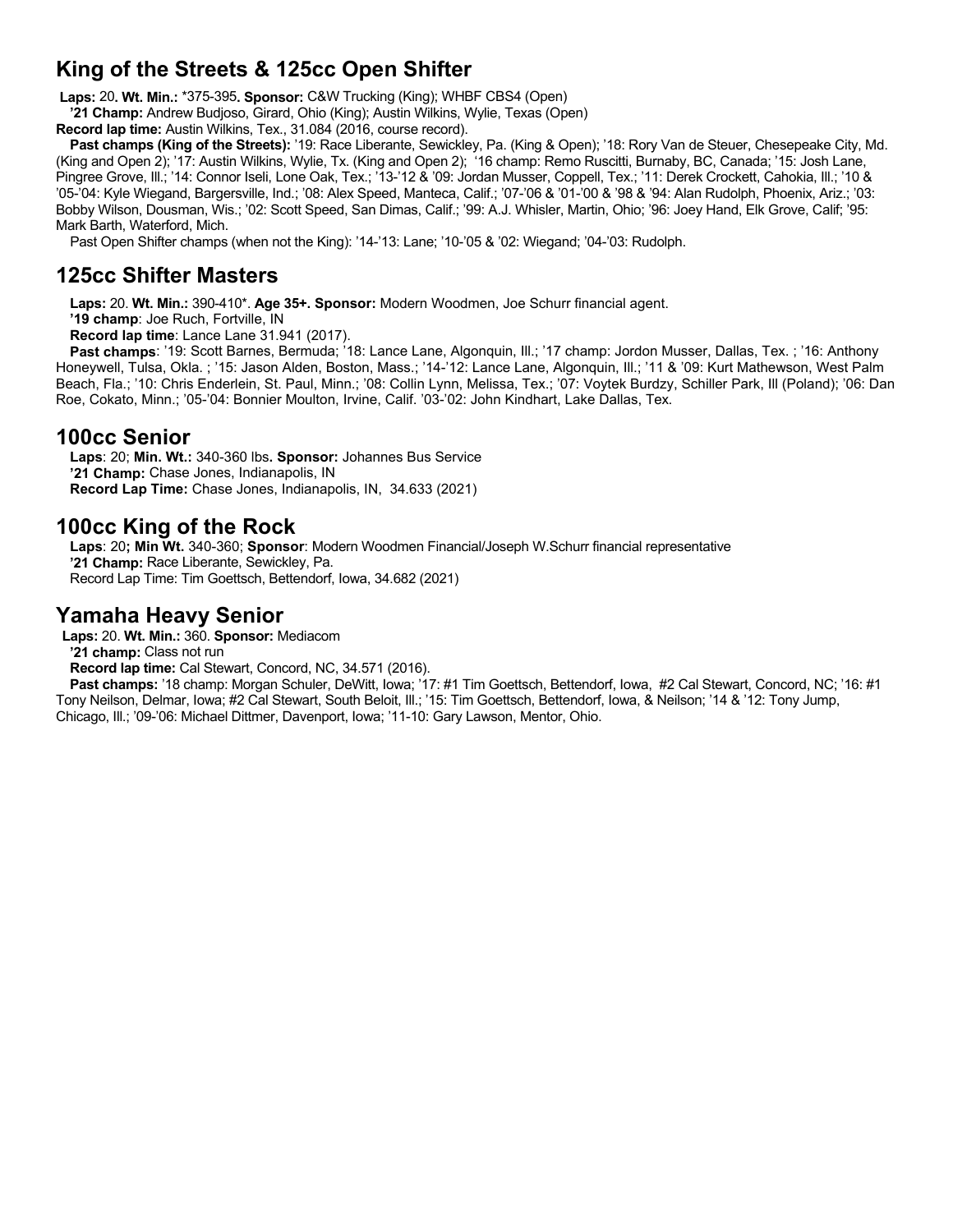## King of the Streets & 125cc Open Shifter

**Laps:** 20**. Wt. Min.:** *375-395**. Sponsor:** C&W Trucking (King); WHBF CBS4 (Open)

**'21 Champ:** Andrew Budjoso, Girard, Ohio (King); Austin Wilkins, Wylie, Texas (Open)

**Record lap time:** Austin Wilkins, Tex., 31.084 (2016, course record).

**Past champs (King of the Streets):** '19: Race Liberante, Sewickley, Pa. (King & Open); '18: Rory Van de Steuer, Chesepeake City, Md. (King and Open 2); '17: Austin Wilkins, Wylie, Tx. (King and Open 2); '16 champ: Remo Ruscitti, Burnaby, BC, Canada; '15: Josh Lane, Pingree Grove, Ill.; '14: Connor Iseli, Lone Oak, Tex.; '13-'12 & '09: Jordan Musser, Coppell, Tex.; '11: Derek Crockett, Cahokia, Ill.; '10 & '05-'04: Kyle Wiegand, Bargersville, Ind.; '08: Alex Speed, Manteca, Calif.; '07-'06 & '01-'00 & '98 & '94: Alan Rudolph, Phoenix, Ariz.; '03: Bobby Wilson, Dousman, Wis.; '02: Scott Speed, San Dimas, Calif.; '99: A.J. Whisler, Martin, Ohio; '96: Joey Hand, Elk Grove, Calif; '95: Mark Barth, Waterford, Mich.

Past Open Shifter champs (when not the King): '14-'13: Lane; '10-'05 & '02: Wiegand; '04-'03: Rudolph.

## 125cc Shifter Masters

**Laps:** 20. **Wt. Min.:** 390-410*. **Age 35+. Sponsor:** Modern Woodmen, Joe Schurr financial agent.

**'19 champ**: Joe Ruch, Fortville, IN

**Record lap time**: Lance Lane 31.941 (2017).

**Past champs**: '19: Scott Barnes, Bermuda; '18: Lance Lane, Algonquin, Ill.; '17 champ: Jordon Musser, Dallas, Tex. ; '16: Anthony Honeywell, Tulsa, Okla. ; '15: Jason Alden, Boston, Mass.; '14-'12: Lance Lane, Algonquin, Ill.; '11 & '09: Kurt Mathewson, West Palm Beach, Fla.; '10: Chris Enderlein, St. Paul, Minn.; '08: Collin Lynn, Melissa, Tex.; '07: Voytek Burdzy, Schiller Park, Ill (Poland); '06: Dan Roe, Cokato, Minn.; '05-'04: Bonnier Moulton, Irvine, Calif. '03-'02: John Kindhart, Lake Dallas, Tex.

## 100cc Senior

**Laps**: 20; **Min. Wt.:** 340-360 lbs**. Sponsor:** Johannes Bus Service

**'21 Champ:** Chase Jones, Indianapolis, IN

**Record Lap Time:** Chase Jones, Indianapolis, IN, 34.633 (2021)

## 100cc King of the Rock

**Laps**: 20**; Min Wt.** 340-360; **Sponsor**: Modern Woodmen Financial/Joseph W.Schurr financial representative

**'21 Champ:** Race Liberante, Sewickley, Pa.

Record Lap Time: Tim Goettsch, Bettendorf, Iowa, 34.682 (2021)

## Yamaha Heavy Senior

**Laps:** 20. **Wt. Min.:** 360. **Sponsor:** Mediacom

**'21 champ:** Class not run

**Record lap time:** Cal Stewart, Concord, NC, 34.571 (2016).

**Past champs:** '18 champ: Morgan Schuler, DeWitt, Iowa; '17: #1 Tim Goettsch, Bettendorf, Iowa, #2 Cal Stewart, Concord, NC; '16: #1 Tony Neilson, Delmar, Iowa; #2 Cal Stewart, South Beloit, Ill.; '15: Tim Goettsch, Bettendorf, Iowa, & Neilson; '14 & '12: Tony Jump, Chicago, Ill.; '09-'06: Michael Dittmer, Davenport, Iowa; '11-10: Gary Lawson, Mentor, Ohio.